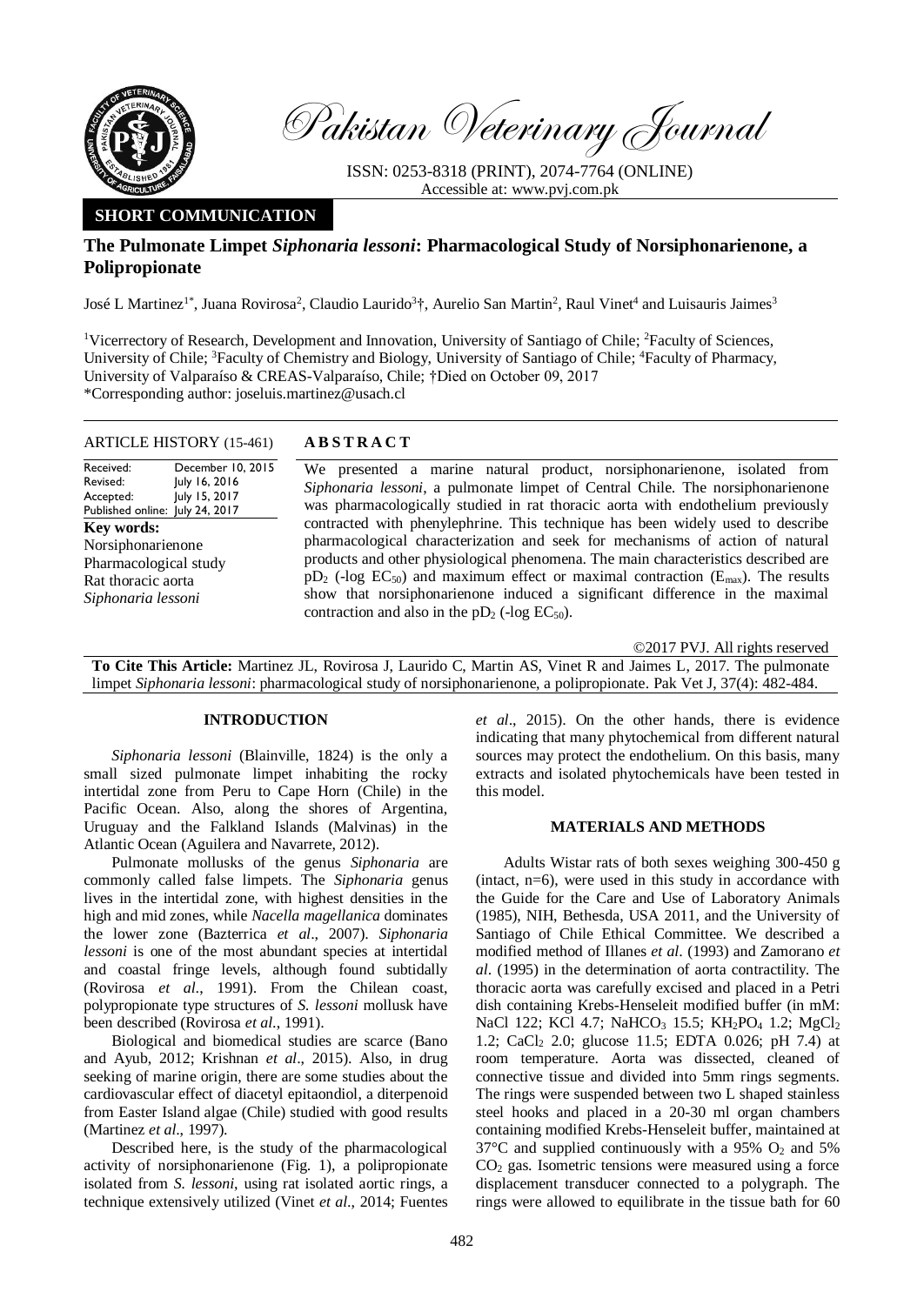Pakistan Veterinary Journal

ISSN: 0253-8318 (PRINT), 2074-7764 (ONLINE)
Accessible at: www.pvj.com.pk

**SHORT COMMUNICATION**

# The Pulmonate Limpet *Siphonaria lessoni*: Pharmacological Study of Norsiphonarienone, a Polipropionate

José L Martinez[1*], Juana Rovirosa[2], Claudio Laurido[3†], Aurelio San Martin[2], Raul Vinet[4] and Luisauris Jaimes[3]

[1]Vicerrectory of Research, Development and Innovation, University of Santiago of Chile; [2]Faculty of Sciences, University of Chile; [3]Faculty of Chemistry and Biology, University of Santiago of Chile; [4]Faculty of Pharmacy, University of Valparaíso & CREAS-Valparaíso, Chile; †Died on October 09, 2017
*Corresponding author: joseluis.martinez@usach.cl

**ARTICLE HISTORY** (15-461)

| | |
|---|---|
| Received: | December 10, 2015 |
| Revised: | July 16, 2016 |
| Accepted: | July 15, 2017 |
| Published online: | July 24, 2017 |

**Key words:**
Norsiphonarienone
Pharmacological study
Rat thoracic aorta
*Siphonaria lessoni*

**ABSTRACT**

We presented a marine natural product, norsiphonarienone, isolated from *Siphonaria lessoni*, a pulmonate limpet of Central Chile. The norsiphonarienone was pharmacologically studied in rat thoracic aorta with endothelium previously contracted with phenylephrine. This technique has been widely used to describe pharmacological characterization and search for mechanisms of action of natural products and other physiological phenomena. The main characteristics described are $pD_2$ (-log $EC_{50}$) and maximum effect or maximal contraction ($E_{max}$). The results show that norsiphonarienone induced a significant difference in the maximal contraction and also in the $pD_2$ (-log $EC_{50}$).

©2017 PVJ. All rights reserved

**To Cite This Article:** Martinez JL, Rovirosa J, Laurido C, Martin AS, Vinet R and Jaimes L, 2017. The pulmonate limpet *Siphonaria lessoni*: pharmacological study of norsiphonarienone, a polipropionate. Pak Vet J, 37(4): 482-484.

## INTRODUCTION

*Siphonaria lessoni* (Blainville, 1824) is the only a small sized pulmonate limpet inhabiting the rocky intertidal zone from Peru to Cape Horn (Chile) in the Pacific Ocean. Also, along the shores of Argentina, Uruguay and the Falkland Islands (Malvinas) in the Atlantic Ocean (Aguilera and Navarrete, 2012).

Pulmonate mollusks of the genus *Siphonaria* are commonly called false limpets. The *Siphonaria* genus lives in the intertidal zone, with highest densities in the high and mid zones, while *Nacella magellanica* dominates the lower zone (Bazterrica *et al*., 2007). *Siphonaria lessoni* is one of the most abundant species at intertidal and coastal fringe levels, although found subtidally (Rovirosa *et al*., 1991). From the Chilean coast, polypropionate type structures of *S. lessoni* mollusk have been described (Rovirosa *et al*., 1991).

Biological and biomedical studies are scarce (Bano and Ayub, 2012; Krishnan *et al*., 2015). Also, in drug seeking of marine origin, there are some studies about the cardiovascular effect of diacetyl epitaondiol, a diterpenoid from Easter Island algae (Chile) studied with good results (Martinez *et al*., 1997).

Described here, is the study of the pharmacological activity of norsiphonarienone (Fig. 1), a polipropionate isolated from *S. lessoni*, using rat isolated aortic rings, a technique extensively utilized (Vinet *et al*., 2014; Fuentes *et al*., 2015). On the other hands, there is evidence indicating that many phytochemical from different natural sources may protect the endothelium. On this basis, many extracts and isolated phytochemicals have been tested in this model.

## MATERIALS AND METHODS

Adults Wistar rats of both sexes weighing 300-450 g (intact, n=6), were used in this study in accordance with the Guide for the Care and Use of Laboratory Animals (1985), NIH, Bethesda, USA 2011, and the University of Santiago of Chile Ethical Committee. We described a modified method of Illanes *et al*. (1993) and Zamorano *et al*. (1995) in the determination of aorta contractility. The thoracic aorta was carefully excised and placed in a Petri dish containing Krebs-Henseleit modified buffer (in mM: NaCl 122; KCl 4.7; $NaHCO_3$ 15.5; $KH_2PO_4$ 1.2; $MgCl_2$ 1.2; $CaCl_2$ 2.0; glucose 11.5; EDTA 0.026; pH 7.4) at room temperature. Aorta was dissected, cleaned of connective tissue and divided into 5mm rings segments. The rings were suspended between two L shaped stainless steel hooks and placed in a 20-30 ml organ chambers containing modified Krebs-Henseleit buffer, maintained at 37°C and supplied continuously with a 95% $O_2$ and 5% $CO_2$ gas. Isometric tensions were measured using a force displacement transducer connected to a polygraph. The rings were allowed to equilibrate in the tissue bath for 60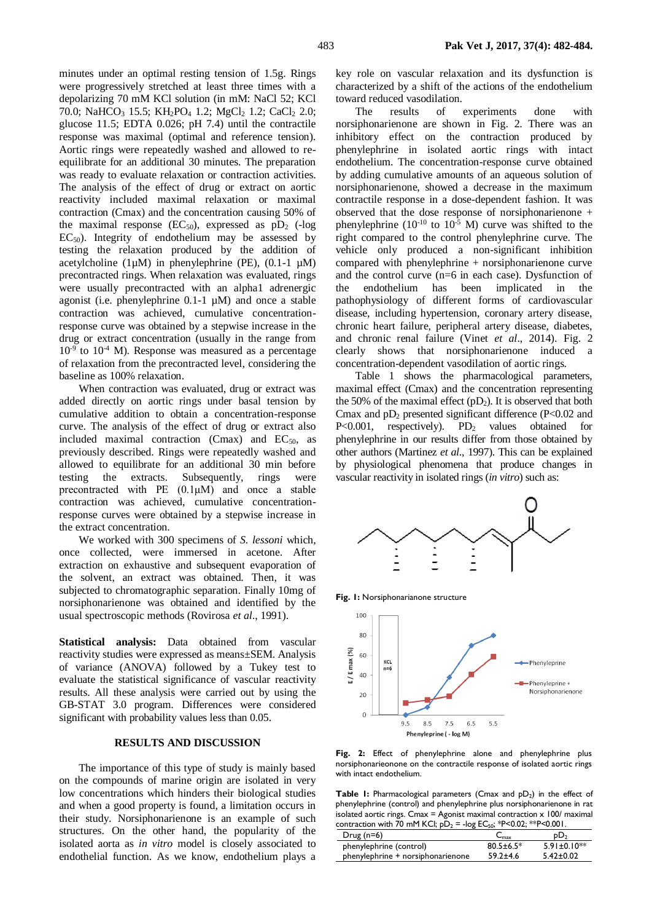minutes under an optimal resting tension of 1.5g. Rings were progressively stretched at least three times with a depolarizing 70 mM KCl solution (in mM: NaCl 52; KCl 70.0; $NaHCO_3$ 15.5; $KH_2PO_4$ 1.2; $MgCl_2$ 1.2; $CaCl_2$ 2.0; glucose 11.5; EDTA 0.026; pH 7.4) until the contractile response was maximal (optimal and reference tension). Aortic rings were repeatedly washed and allowed to re-equilibrate for an additional 30 minutes. The preparation was ready to evaluate relaxation or contraction activities. The analysis of the effect of drug or extract on aortic reactivity included maximal relaxation or maximal contraction (Cmax) and the concentration causing 50% of the maximal response ($EC_{50}$), expressed as $pD_2$ (-log $EC_{50}$). Integrity of endothelium may be assessed by testing the relaxation produced by the addition of acetylcholine (1µM) in phenylephrine (PE), (0.1-1 µM) precontracted rings. When relaxation was evaluated, rings were usually precontracted with an alpha1 adrenergic agonist (i.e. phenylephrine 0.1-1 µM) and once a stable contraction was achieved, cumulative concentration-response curve was obtained by a stepwise increase in the drug or extract concentration (usually in the range from $10^{-9}$ to $10^{-4}$ M). Response was measured as a percentage of relaxation from the precontracted level, considering the baseline as 100% relaxation.

When contraction was evaluated, drug or extract was added directly on aortic rings under basal tension by cumulative addition to obtain a concentration-response curve. The analysis of the effect of drug or extract also included maximal contraction (Cmax) and $EC_{50}$, as previously described. Rings were repeatedly washed and allowed to equilibrate for an additional 30 min before testing the extracts. Subsequently, rings were precontracted with PE (0.1µM) and once a stable contraction was achieved, cumulative concentration-response curves were obtained by a stepwise increase in the extract concentration.

We worked with 300 specimens of *S. lessoni* which, once collected, were immersed in acetone. After extraction on exhaustive and subsequent evaporation of the solvent, an extract was obtained. Then, it was subjected to chromatographic separation. Finally 10mg of norsiphonarienone was obtained and identified by the usual spectroscopic methods (Rovirosa *et al*., 1991).

**Statistical analysis:** Data obtained from vascular reactivity studies were expressed as means±SEM. Analysis of variance (ANOVA) followed by a Tukey test to evaluate the statistical significance of vascular reactivity results. All these analysis were carried out by using the GB-STAT 3.0 program. Differences were considered significant with probability values less than 0.05.

## RESULTS AND DISCUSSION

The importance of this type of study is mainly based on the compounds of marine origin are isolated in very low concentrations which hinders their biological studies and when a good property is found, a limitation occurs in their study. Norsiphonarienone is an example of such structures. On the other hand, the popularity of the isolated aorta as *in vitro* model is closely associated to endothelial function. As we know, endothelium plays a key role on vascular relaxation and its dysfunction is characterized by a shift of the actions of the endothelium toward reduced vasodilation.

The results of experiments done with norsiphonarienone are shown in Fig. 2. There was an inhibitory effect on the contraction produced by phenylephrine in isolated aortic rings with intact endothelium. The concentration-response curve obtained by adding cumulative amounts of an aqueous solution of norsiphonarienone, showed a decrease in the maximum contractile response in a dose-dependent fashion. It was observed that the dose response of norsiphonarienone + phenylephrine ($10^{-10}$ to $10^{-5}$ M) curve was shifted to the right compared to the control phenylephrine curve. The vehicle only produced a non-significant inhibition compared with phenylephrine + norsiphonarienone curve and the control curve (n=6 in each case). Dysfunction of the endothelium has been implicated in the pathophysiology of different forms of cardiovascular disease, including hypertension, coronary artery disease, chronic heart failure, peripheral artery disease, diabetes, and chronic renal failure (Vinet *et al*., 2014). Fig. 2 clearly shows that norsiphonarienone induced a concentration-dependent vasodilation of aortic rings.

Table 1 shows the pharmacological parameters, maximal effect (Cmax) and the concentration representing the 50% of the maximal effect ($pD_2$). It is observed that both Cmax and $pD_2$ presented significant difference (P<0.02 and P<0.001, respectively). $PD_2$ values obtained for phenylephrine in our results differ from those obtained by other authors (Martinez *et al*., 1997). This can be explained by physiological phenomena that produce changes in vascular reactivity in isolated rings (*in vitro*) such as:

**Fig. 1:** Norsiphonarianone structure

**Fig. 2:** Effect of phenylephrine alone and phenylephrine plus norsiphonarieonone on the contractile response of isolated aortic rings with intact endothelium.

**Table 1:** Pharmacological parameters (Cmax and $pD_2$) in the effect of phenylephrine (control) and phenylephrine plus norsiphonarienone in rat isolated aortic rings. Cmax = Agonist maximal contraction x 100/ maximal contraction with 70 mM KCl; $pD_2$ = -log $EC_{50}$; *P<0.02; **P<0.001.

| Drug (n=6) | $C_{max}$ | $pD_2$ |
|---|---|---|
| phenylephrine (control) | 80.5±6.5* | 5.91±0.10** |
| phenylephrine + norsiphonarienone | 59.2±4.6 | 5.42±0.02 |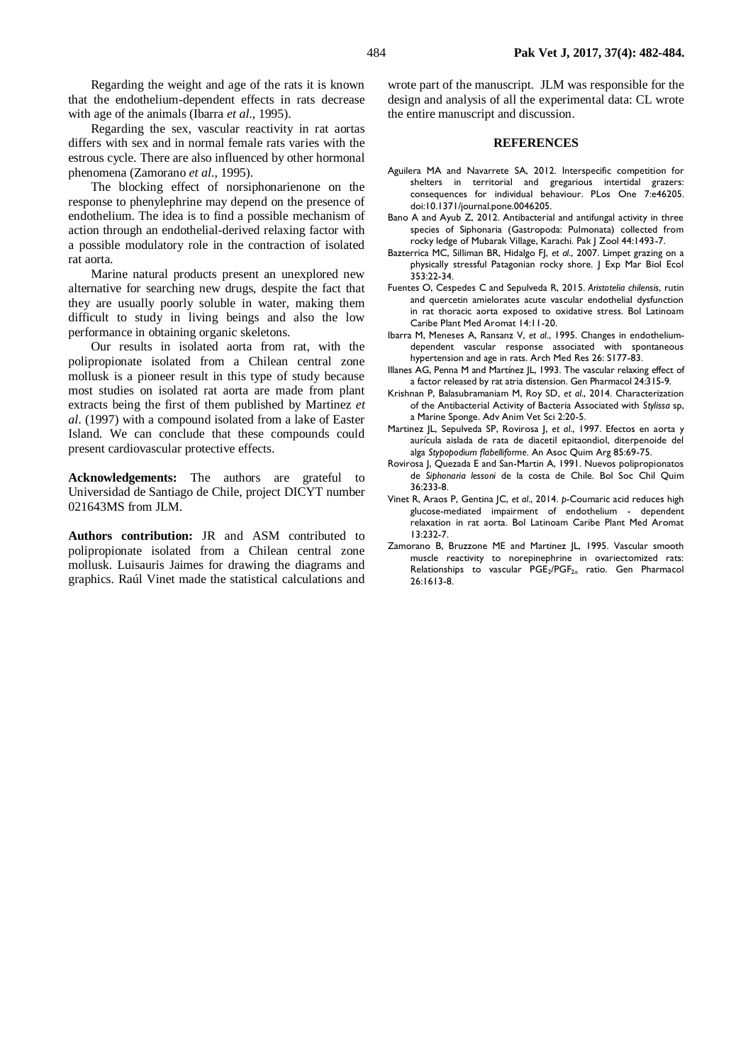Regarding the weight and age of the rats it is known that the endothelium-dependent effects in rats decrease with age of the animals (Ibarra *et al*., 1995).

Regarding the sex, vascular reactivity in rat aortas differs with sex and in normal female rats varies with the estrous cycle. There are also influenced by other hormonal phenomena (Zamorano *et al*., 1995).

The blocking effect of norsiphonarienone on the response to phenylephrine may depend on the presence of endothelium. The idea is to find a possible mechanism of action through an endothelial-derived relaxing factor with a possible modulatory role in the contraction of isolated rat aorta.

Marine natural products present an unexplored new alternative for searching new drugs, despite the fact that they are usually poorly soluble in water, making them difficult to study in living beings and also the low performance in obtaining organic skeletons.

Our results in isolated aorta from rat, with the polipropionate isolated from a Chilean central zone mollusk is a pioneer result in this type of study because most studies on isolated rat aorta are made from plant extracts being the first of them published by Martinez *et al*. (1997) with a compound isolated from a lake of Easter Island. We can conclude that these compounds could present cardiovascular protective effects.

**Acknowledgements:** The authors are grateful to Universidad de Santiago de Chile, project DICYT number 021643MS from JLM.

**Authors contribution:** JR and ASM contributed to polipropionate isolated from a Chilean central zone mollusk. Luisauris Jaimes for drawing the diagrams and graphics. Raúl Vinet made the statistical calculations and wrote part of the manuscript. JLM was responsible for the design and analysis of all the experimental data: CL wrote the entire manuscript and discussion.

## REFERENCES

Aguilera MA and Navarrete SA, 2012. Interspecific competition for shelters in territorial and gregarious intertidal grazers: consequences for individual behaviour. PLos One 7:e46205. doi:10.1371/journal.pone.0046205.

Bano A and Ayub Z, 2012. Antibacterial and antifungal activity in three species of Siphonaria (Gastropoda: Pulmonata) collected from rocky ledge of Mubarak Village, Karachi. Pak J Zool 44:1493-7.

Bazterrica MC, Silliman BR, Hidalgo FJ, *et al*., 2007. Limpet grazing on a physically stressful Patagonian rocky shore. J Exp Mar Biol Ecol 353:22-34.

Fuentes O, Cespedes C and Sepulveda R, 2015. *Aristotelia chilensis*, rutin and quercetin amielorates acute vascular endothelial dysfunction in rat thoracic aorta exposed to oxidative stress. Bol Latinoam Caribe Plant Med Aromat 14:11-20.

Ibarra M, Meneses A, Ransanz V, *et al*., 1995. Changes in endothelium-dependent vascular response associated with spontaneous hypertension and age in rats. Arch Med Res 26: S177-83.

Illanes AG, Penna M and Martínez JL, 1993. The vascular relaxing effect of a factor released by rat atria distension. Gen Pharmacol 24:315-9.

Krishnan P, Balasubramaniam M, Roy SD, *et al*., 2014. Characterization of the Antibacterial Activity of Bacteria Associated with *Stylissa* sp, a Marine Sponge. Adv Anim Vet Sci 2:20-5.

Martinez JL, Sepulveda SP, Rovirosa J, *et al*., 1997. Efectos en aorta y aurícula aislada de rata de diacetil epitaondiol, diterpenoide del alga *Stypopodium flabelliforme*. An Asoc Quim Arg 85:69-75.

Rovirosa J, Quezada E and San-Martin A, 1991. Nuevos polipropionatos de *Siphonaria lessoni* de la costa de Chile. Bol Soc Chil Quim 36:233-8.

Vinet R, Araos P, Gentina JC, *et al*., 2014. *p*-Coumaric acid reduces high glucose-mediated impairment of endothelium - dependent relaxation in rat aorta. Bol Latinoam Caribe Plant Med Aromat 13:232-7.

Zamorano B, Bruzzone ME and Martinez JL, 1995. Vascular smooth muscle reactivity to norepinephrine in ovariectomized rats: Relationships to vascular $PGE_2/PGF_{2\alpha}$ ratio. Gen Pharmacol 26:1613-8.